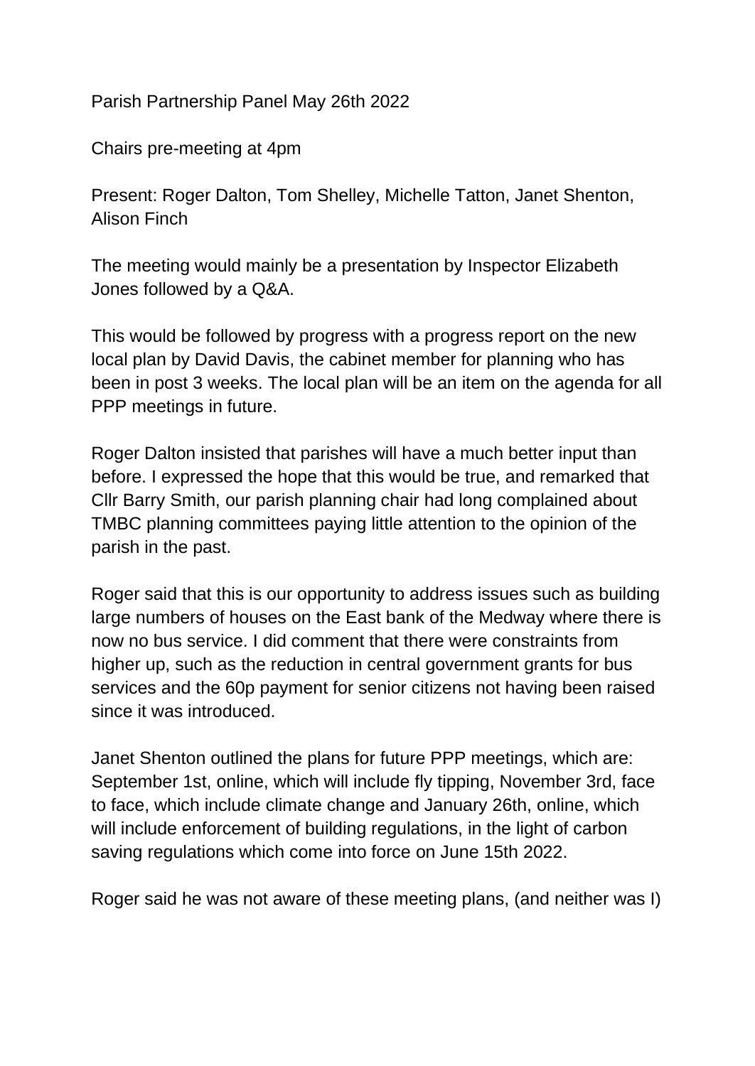Parish Partnership Panel May 26th 2022

Chairs pre-meeting at 4pm

Present: Roger Dalton, Tom Shelley, Michelle Tatton, Janet Shenton, Alison Finch

The meeting would mainly be a presentation by Inspector Elizabeth Jones followed by a Q&A.

This would be followed by progress with a progress report on the new local plan by David Davis, the cabinet member for planning who has been in post 3 weeks. The local plan will be an item on the agenda for all PPP meetings in future.

Roger Dalton insisted that parishes will have a much better input than before. I expressed the hope that this would be true, and remarked that Cllr Barry Smith, our parish planning chair had long complained about TMBC planning committees paying little attention to the opinion of the parish in the past.

Roger said that this is our opportunity to address issues such as building large numbers of houses on the East bank of the Medway where there is now no bus service. I did comment that there were constraints from higher up, such as the reduction in central government grants for bus services and the 60p payment for senior citizens not having been raised since it was introduced.

Janet Shenton outlined the plans for future PPP meetings, which are: September 1st, online, which will include fly tipping, November 3rd, face to face, which include climate change and January 26th, online, which will include enforcement of building regulations, in the light of carbon saving regulations which come into force on June 15th 2022.

Roger said he was not aware of these meeting plans, (and neither was I)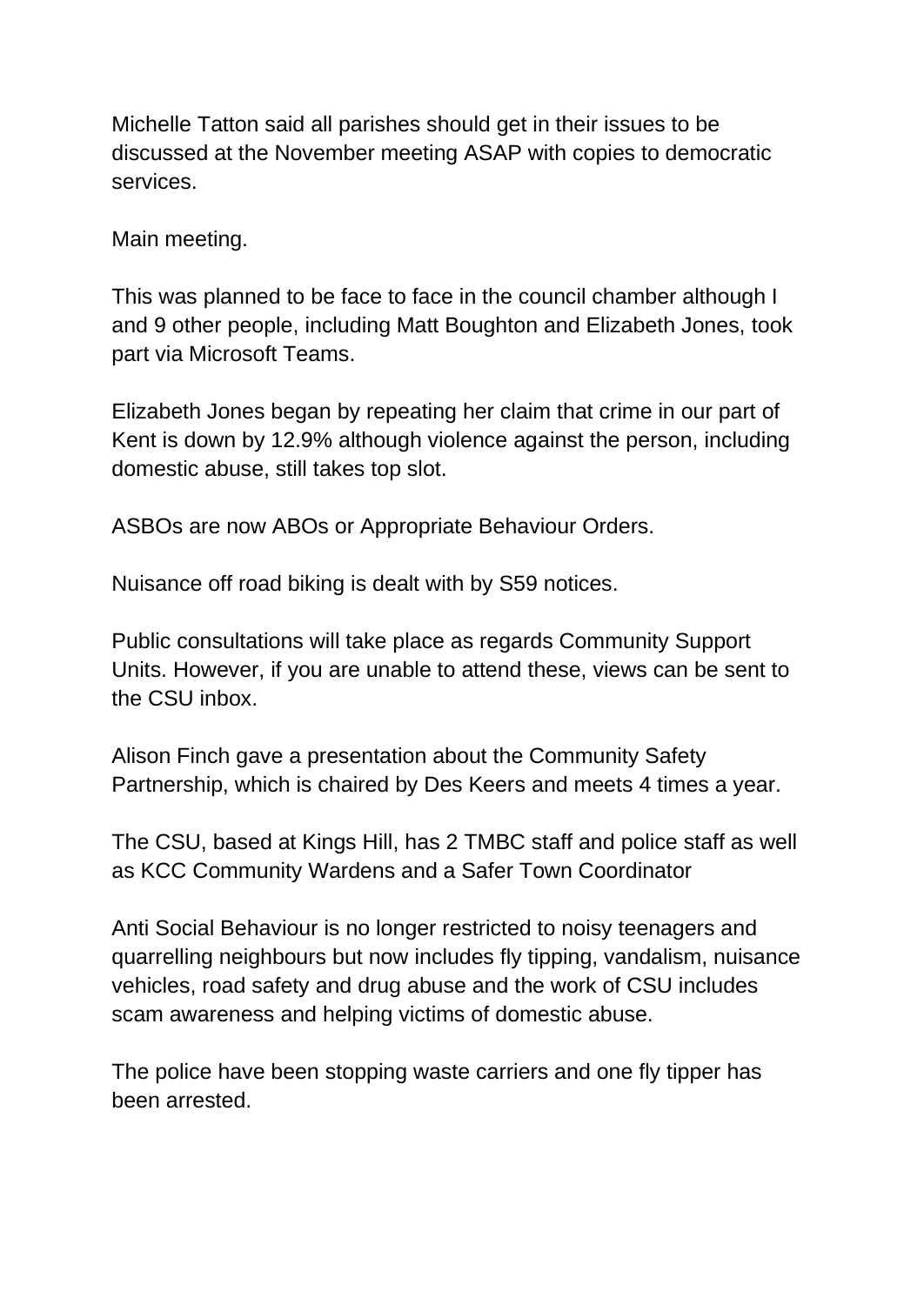Michelle Tatton said all parishes should get in their issues to be discussed at the November meeting ASAP with copies to democratic services.

Main meeting.

This was planned to be face to face in the council chamber although I and 9 other people, including Matt Boughton and Elizabeth Jones, took part via Microsoft Teams.

Elizabeth Jones began by repeating her claim that crime in our part of Kent is down by 12.9% although violence against the person, including domestic abuse, still takes top slot.

ASBOs are now ABOs or Appropriate Behaviour Orders.

Nuisance off road biking is dealt with by S59 notices.

Public consultations will take place as regards Community Support Units. However, if you are unable to attend these, views can be sent to the CSU inbox.

Alison Finch gave a presentation about the Community Safety Partnership, which is chaired by Des Keers and meets 4 times a year.

The CSU, based at Kings Hill, has 2 TMBC staff and police staff as well as KCC Community Wardens and a Safer Town Coordinator

Anti Social Behaviour is no longer restricted to noisy teenagers and quarrelling neighbours but now includes fly tipping, vandalism, nuisance vehicles, road safety and drug abuse and the work of CSU includes scam awareness and helping victims of domestic abuse.

The police have been stopping waste carriers and one fly tipper has been arrested.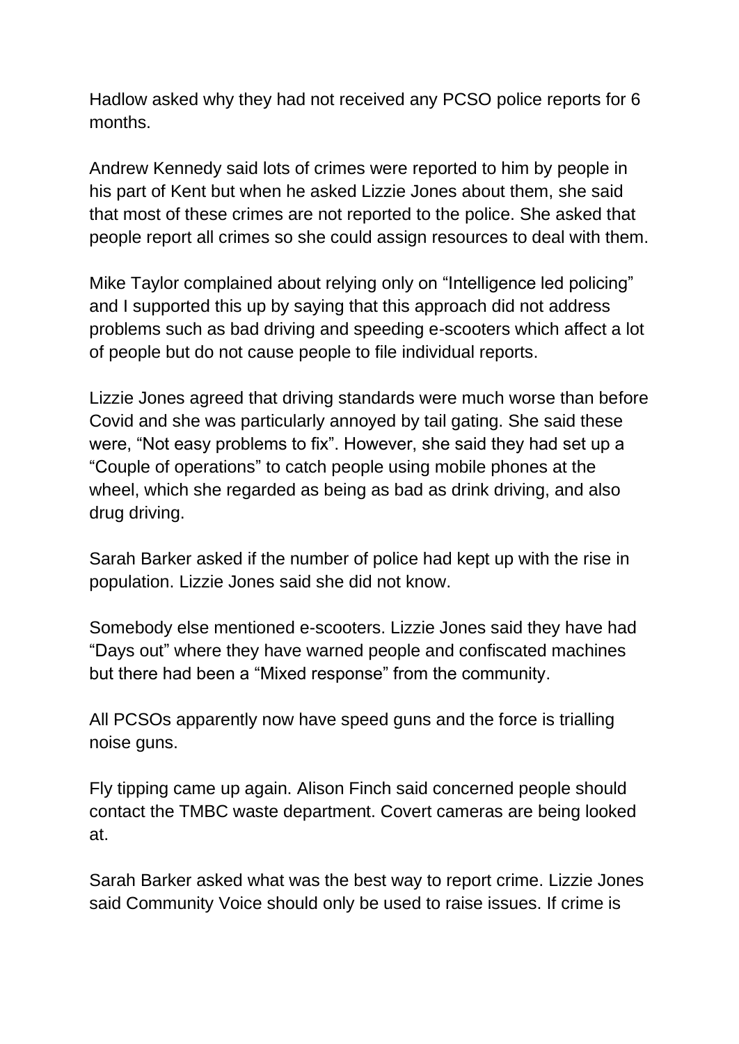Hadlow asked why they had not received any PCSO police reports for 6 months.

Andrew Kennedy said lots of crimes were reported to him by people in his part of Kent but when he asked Lizzie Jones about them, she said that most of these crimes are not reported to the police. She asked that people report all crimes so she could assign resources to deal with them.

Mike Taylor complained about relying only on "Intelligence led policing" and I supported this up by saying that this approach did not address problems such as bad driving and speeding e-scooters which affect a lot of people but do not cause people to file individual reports.

Lizzie Jones agreed that driving standards were much worse than before Covid and she was particularly annoyed by tail gating. She said these were, "Not easy problems to fix". However, she said they had set up a "Couple of operations" to catch people using mobile phones at the wheel, which she regarded as being as bad as drink driving, and also drug driving.

Sarah Barker asked if the number of police had kept up with the rise in population. Lizzie Jones said she did not know.

Somebody else mentioned e-scooters. Lizzie Jones said they have had "Days out" where they have warned people and confiscated machines but there had been a "Mixed response" from the community.

All PCSOs apparently now have speed guns and the force is trialling noise guns.

Fly tipping came up again. Alison Finch said concerned people should contact the TMBC waste department. Covert cameras are being looked at.

Sarah Barker asked what was the best way to report crime. Lizzie Jones said Community Voice should only be used to raise issues. If crime is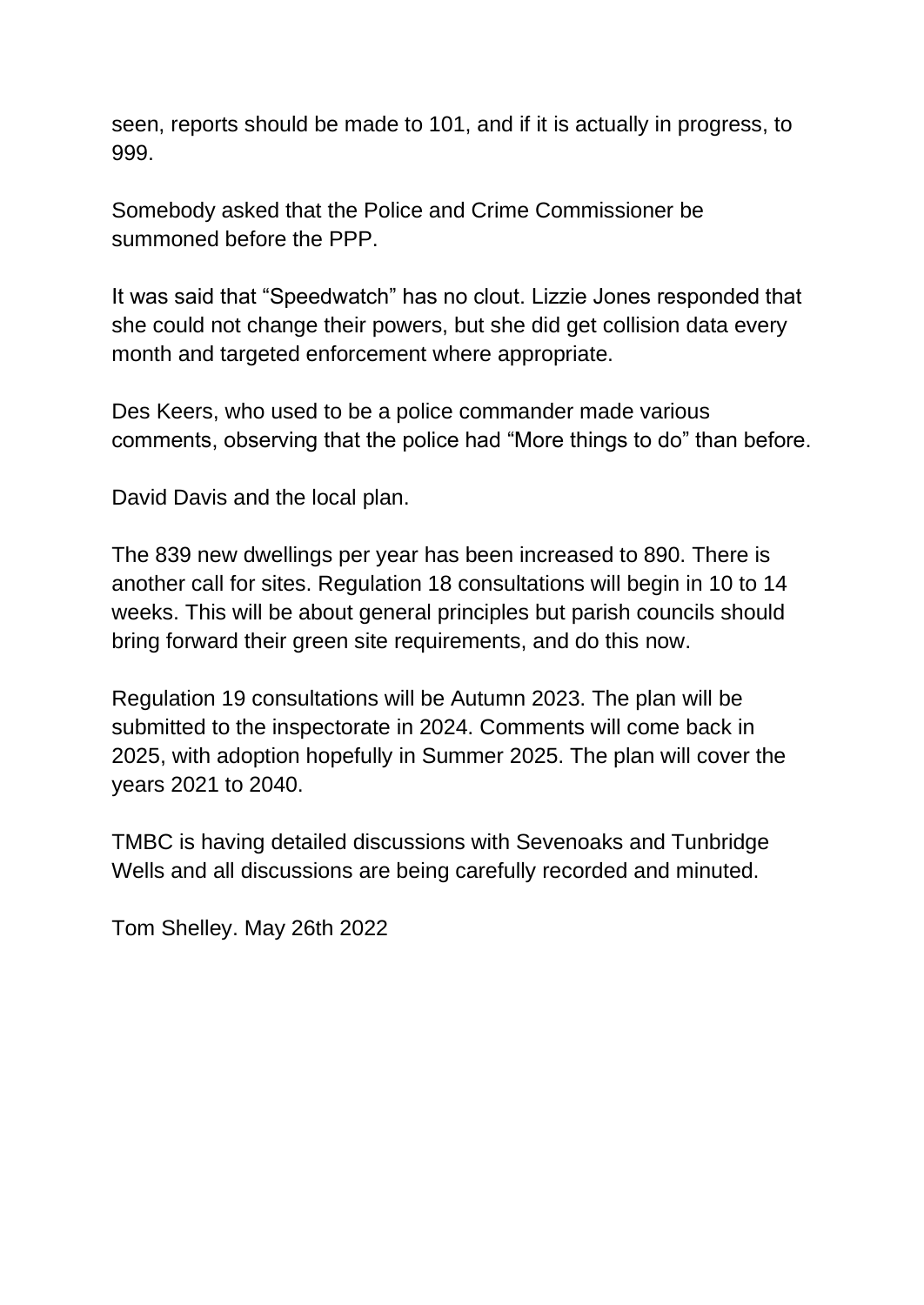seen, reports should be made to 101, and if it is actually in progress, to 999.

Somebody asked that the Police and Crime Commissioner be summoned before the PPP.

It was said that "Speedwatch" has no clout. Lizzie Jones responded that she could not change their powers, but she did get collision data every month and targeted enforcement where appropriate.

Des Keers, who used to be a police commander made various comments, observing that the police had "More things to do" than before.

David Davis and the local plan.

The 839 new dwellings per year has been increased to 890. There is another call for sites. Regulation 18 consultations will begin in 10 to 14 weeks. This will be about general principles but parish councils should bring forward their green site requirements, and do this now.

Regulation 19 consultations will be Autumn 2023. The plan will be submitted to the inspectorate in 2024. Comments will come back in 2025, with adoption hopefully in Summer 2025. The plan will cover the years 2021 to 2040.

TMBC is having detailed discussions with Sevenoaks and Tunbridge Wells and all discussions are being carefully recorded and minuted.

Tom Shelley. May 26th 2022